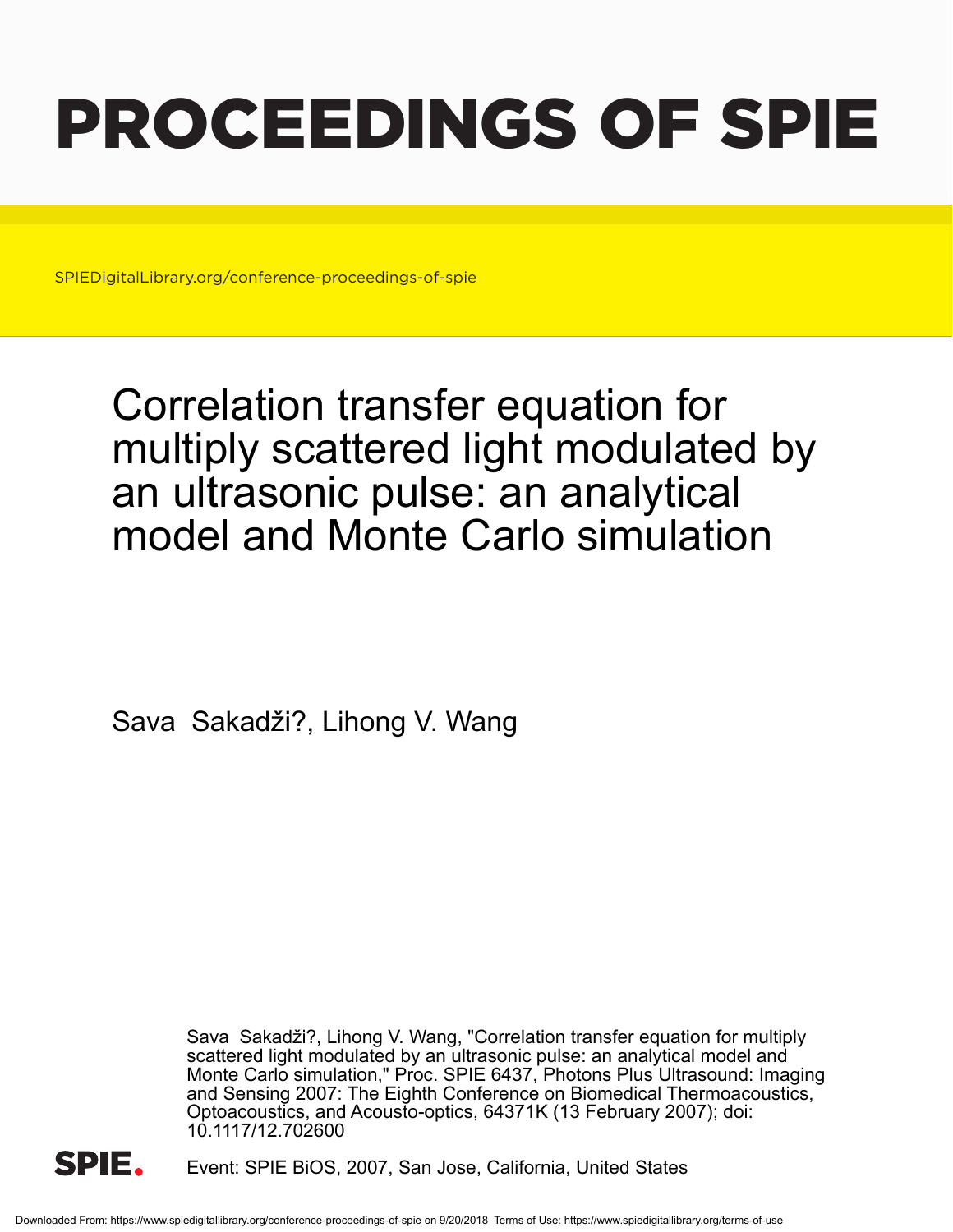# PROCEEDINGS OF SPIE

SPIEDigitalLibrary.org/conference-proceedings-of-spie

# Correlation transfer equation for multiply scattered light modulated by an ultrasonic pulse: an analytical model and Monte Carlo simulation

Sava Sakadži?, Lihong V. Wang

Sava Sakadži?, Lihong V. Wang, "Correlation transfer equation for multiply scattered light modulated by an ultrasonic pulse: an analytical model and Monte Carlo simulation," Proc. SPIE 6437, Photons Plus Ultrasound: Imaging and Sensing 2007: The Eighth Conference on Biomedical Thermoacoustics, Optoacoustics, and Acousto-optics, 64371K (13 February 2007); doi: 10.1117/12.702600

Event: SPIE BiOS, 2007, San Jose, California, United States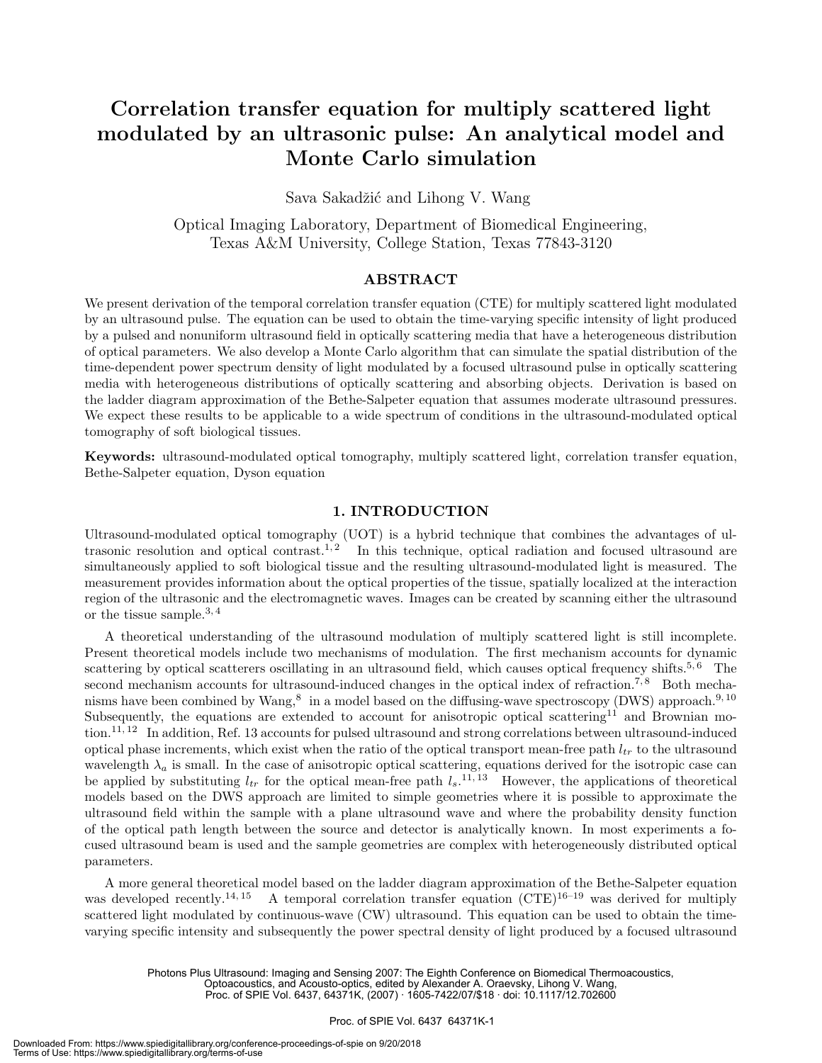# Correlation transfer equation for multiply scattered light modulated by an ultrasonic pulse: An analytical model and Monte Carlo simulation

Sava Sakadžić and Lihong V. Wang

Optical Imaging Laboratory, Department of Biomedical Engineering,
Texas A&M University, College Station, Texas 77843-3120

## ABSTRACT

We present derivation of the temporal correlation transfer equation (CTE) for multiply scattered light modulated by an ultrasound pulse. The equation can be used to obtain the time-varying specific intensity of light produced by a pulsed and nonuniform ultrasound field in optically scattering media that have a heterogeneous distribution of optical parameters. We also develop a Monte Carlo algorithm that can simulate the spatial distribution of the time-dependent power spectrum density of light modulated by a focused ultrasound pulse in optically scattering media with heterogeneous distributions of optically scattering and absorbing objects. Derivation is based on the ladder diagram approximation of the Bethe-Salpeter equation that assumes moderate ultrasound pressures. We expect these results to be applicable to a wide spectrum of conditions in the ultrasound-modulated optical tomography of soft biological tissues.

**Keywords:** ultrasound-modulated optical tomography, multiply scattered light, correlation transfer equation, Bethe-Salpeter equation, Dyson equation

## 1. INTRODUCTION

Ultrasound-modulated optical tomography (UOT) is a hybrid technique that combines the advantages of ultrasonic resolution and optical contrast.[1,2] In this technique, optical radiation and focused ultrasound are simultaneously applied to soft biological tissue and the resulting ultrasound-modulated light is measured. The measurement provides information about the optical properties of the tissue, spatially localized at the interaction region of the ultrasonic and the electromagnetic waves. Images can be created by scanning either the ultrasound or the tissue sample.[3,4]

A theoretical understanding of the ultrasound modulation of multiply scattered light is still incomplete. Present theoretical models include two mechanisms of modulation. The first mechanism accounts for dynamic scattering by optical scatterers oscillating in an ultrasound field, which causes optical frequency shifts.[5,6] The second mechanism accounts for ultrasound-induced changes in the optical index of refraction.[7,8] Both mechanisms have been combined by Wang,[8] in a model based on the diffusing-wave spectroscopy (DWS) approach.[9,10] Subsequently, the equations are extended to account for anisotropic optical scattering[11] and Brownian motion.[11,12] In addition, Ref. 13 accounts for pulsed ultrasound and strong correlations between ultrasound-induced optical phase increments, which exist when the ratio of the optical transport mean-free path $l_{tr}$ to the ultrasound wavelength $\lambda_a$ is small. In the case of anisotropic optical scattering, equations derived for the isotropic case can be applied by substituting $l_{tr}$ for the optical mean-free path $l_s$.[11,13] However, the applications of theoretical models based on the DWS approach are limited to simple geometries where it is possible to approximate the ultrasound field within the sample with a plane ultrasound wave and where the probability density function of the optical path length between the source and detector is analytically known. In most experiments a focused ultrasound beam is used and the sample geometries are complex with heterogeneously distributed optical parameters.

A more general theoretical model based on the ladder diagram approximation of the Bethe-Salpeter equation was developed recently.[14,15] A temporal correlation transfer equation (CTE)[16–19] was derived for multiply scattered light modulated by continuous-wave (CW) ultrasound. This equation can be used to obtain the time-varying specific intensity and subsequently the power spectral density of light produced by a focused ultrasound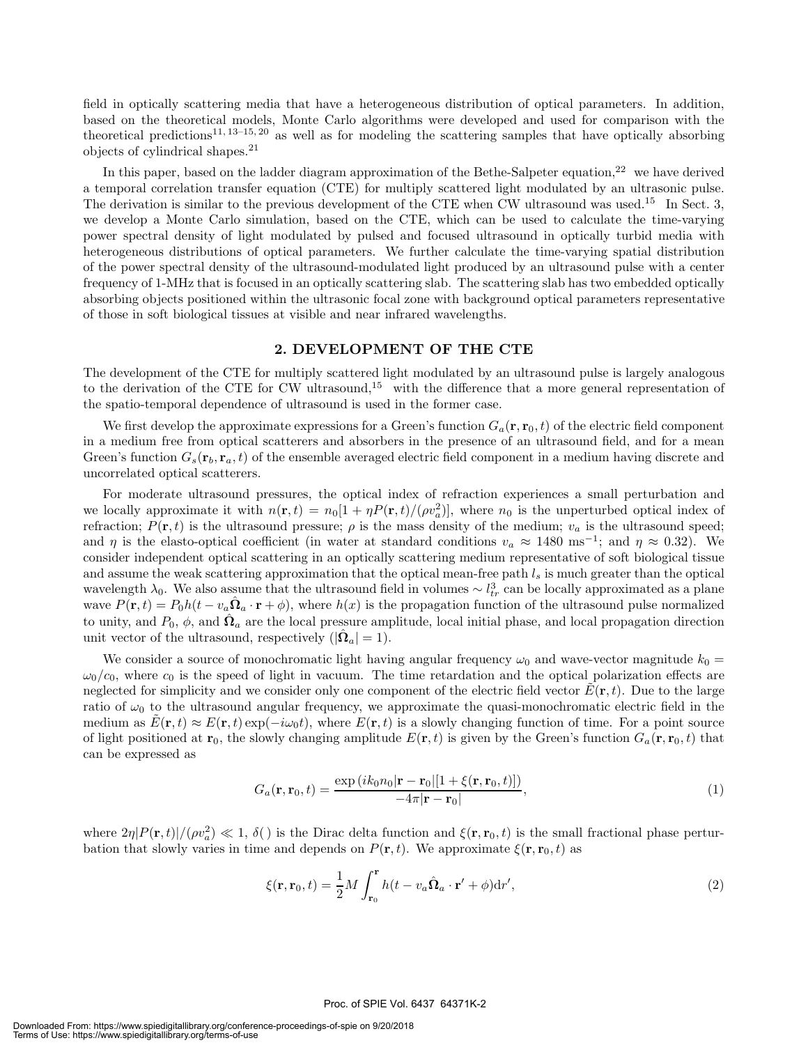field in optically scattering media that have a heterogeneous distribution of optical parameters. In addition, based on the theoretical models, Monte Carlo algorithms were developed and used for comparison with the theoretical predictions[11, 13–15, 20] as well as for modeling the scattering samples that have optically absorbing objects of cylindrical shapes.[21]

In this paper, based on the ladder diagram approximation of the Bethe-Salpeter equation,[22] we have derived a temporal correlation transfer equation (CTE) for multiply scattered light modulated by an ultrasonic pulse. The derivation is similar to the previous development of the CTE when CW ultrasound was used.[15] In Sect. 3, we develop a Monte Carlo simulation, based on the CTE, which can be used to calculate the time-varying power spectral density of light modulated by pulsed and focused ultrasound in optically turbid media with heterogeneous distributions of optical parameters. We further calculate the time-varying spatial distribution of the power spectral density of the ultrasound-modulated light produced by an ultrasound pulse with a center frequency of 1-MHz that is focused in an optically scattering slab. The scattering slab has two embedded optically absorbing objects positioned within the ultrasonic focal zone with background optical parameters representative of those in soft biological tissues at visible and near infrared wavelengths.

## 2. DEVELOPMENT OF THE CTE

The development of the CTE for multiply scattered light modulated by an ultrasound pulse is largely analogous to the derivation of the CTE for CW ultrasound,[15] with the difference that a more general representation of the spatio-temporal dependence of ultrasound is used in the former case.

We first develop the approximate expressions for a Green's function $G_a(\mathbf{r}, \mathbf{r}_0, t)$ of the electric field component in a medium free from optical scatterers and absorbers in the presence of an ultrasound field, and for a mean Green's function $G_s(\mathbf{r}_b, \mathbf{r}_a, t)$ of the ensemble averaged electric field component in a medium having discrete and uncorrelated optical scatterers.

For moderate ultrasound pressures, the optical index of refraction experiences a small perturbation and we locally approximate it with $n(\mathbf{r}, t) = n_0[1 + \eta P(\mathbf{r}, t)/(\rho v_a^2)]$, where $n_0$ is the unperturbed optical index of refraction; $P(\mathbf{r}, t)$ is the ultrasound pressure; $\rho$ is the mass density of the medium; $v_a$ is the ultrasound speed; and $\eta$ is the elasto-optical coefficient (in water at standard conditions $v_a \approx 1480$ ms$^{-1}$; and $\eta \approx 0.32$). We consider independent optical scattering in an optically scattering medium representative of soft biological tissue and assume the weak scattering approximation that the optical mean-free path $l_s$ is much greater than the optical wavelength $\lambda_0$. We also assume that the ultrasound field in volumes $\sim l_{tr}^3$ can be locally approximated as a plane wave $P(\mathbf{r}, t) = P_0 h(t - v_a \hat{\mathbf{\Omega}}_a \cdot \mathbf{r} + \phi)$, where $h(x)$ is the propagation function of the ultrasound pulse normalized to unity, and $P_0$, $\phi$, and $\hat{\mathbf{\Omega}}_a$ are the local pressure amplitude, local initial phase, and local propagation direction unit vector of the ultrasound, respectively ($|\hat{\mathbf{\Omega}}_a| = 1$).

We consider a source of monochromatic light having angular frequency $\omega_0$ and wave-vector magnitude $k_0 = \omega_0/c_0$, where $c_0$ is the speed of light in vacuum. The time retardation and the optical polarization effects are neglected for simplicity and we consider only one component of the electric field vector $\tilde{E}(\mathbf{r}, t)$. Due to the large ratio of $\omega_0$ to the ultrasound angular frequency, we approximate the quasi-monochromatic electric field in the medium as $\tilde{E}(\mathbf{r}, t) \approx E(\mathbf{r}, t) \exp(-i\omega_0 t)$, where $E(\mathbf{r}, t)$ is a slowly changing function of time. For a point source of light positioned at $\mathbf{r}_0$, the slowly changing amplitude $E(\mathbf{r}, t)$ is given by the Green's function $G_a(\mathbf{r}, \mathbf{r}_0, t)$ that can be expressed as

$$G_a(\mathbf{r}, \mathbf{r}_0, t) = \frac{\exp\left(ik_0 n_0 |\mathbf{r} - \mathbf{r}_0|[1 + \xi(\mathbf{r}, \mathbf{r}_0, t)]\right)}{-4\pi|\mathbf{r} - \mathbf{r}_0|}, \tag{1}$$

where $2\eta|P(\mathbf{r}, t)|/(\rho v_a^2) \ll 1$, $\delta()$ is the Dirac delta function and $\xi(\mathbf{r}, \mathbf{r}_0, t)$ is the small fractional phase perturbation that slowly varies in time and depends on $P(\mathbf{r}, t)$. We approximate $\xi(\mathbf{r}, \mathbf{r}_0, t)$ as

$$\xi(\mathbf{r}, \mathbf{r}_0, t) = \frac{1}{2} M \int_{\mathbf{r}_0}^{\mathbf{r}} h(t - v_a \hat{\mathbf{\Omega}}_a \cdot \mathbf{r}' + \phi) \mathrm{d}r', \tag{2}$$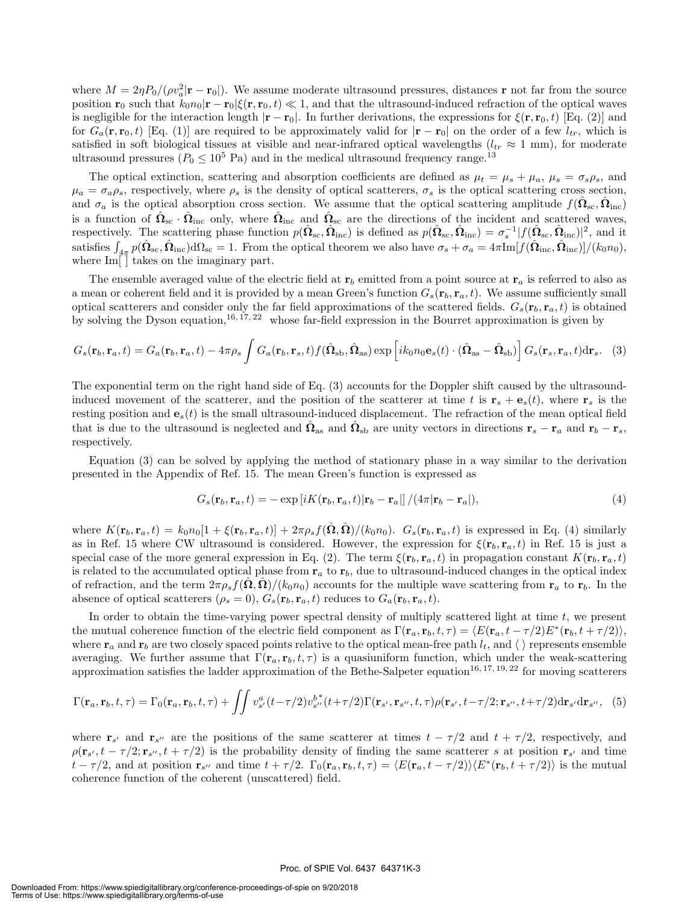where $M = 2\eta P_0/(\rho v_a^2|\mathbf{r}-\mathbf{r}_0|)$. We assume moderate ultrasound pressures, distances $\mathbf{r}$ not far from the source position $\mathbf{r}_0$ such that $k_0 n_0|\mathbf{r}-\mathbf{r}_0|\xi(\mathbf{r},\mathbf{r}_0,t) \ll 1$, and that the ultrasound-induced refraction of the optical waves is negligible for the interaction length $|\mathbf{r}-\mathbf{r}_0|$. In further derivations, the expressions for $\xi(\mathbf{r},\mathbf{r}_0,t)$ [Eq. (2)] and for $G_a(\mathbf{r},\mathbf{r}_0,t)$ [Eq. (1)] are required to be approximately valid for $|\mathbf{r}-\mathbf{r}_0|$ on the order of a few $l_{tr}$, which is satisfied in soft biological tissues at visible and near-infrared optical wavelengths ($l_{tr} \approx 1$ mm), for moderate ultrasound pressures ($P_0 \leq 10^5$ Pa) and in the medical ultrasound frequency range.[13]

The optical extinction, scattering and absorption coefficients are defined as $\mu_t = \mu_s + \mu_a$, $\mu_s = \sigma_s\rho_s$, and $\mu_a = \sigma_a\rho_s$, respectively, where $\rho_s$ is the density of optical scatterers, $\sigma_s$ is the optical scattering cross section, and $\sigma_a$ is the optical absorption cross section. We assume that the optical scattering amplitude $f(\hat{\mathbf{\Omega}}_{\mathrm{sc}},\hat{\mathbf{\Omega}}_{\mathrm{inc}})$ is a function of $\hat{\mathbf{\Omega}}_{\mathrm{sc}}\cdot\hat{\mathbf{\Omega}}_{\mathrm{inc}}$ only, where $\hat{\mathbf{\Omega}}_{\mathrm{inc}}$ and $\hat{\mathbf{\Omega}}_{\mathrm{sc}}$ are the directions of the incident and scattered waves, respectively. The scattering phase function $p(\hat{\mathbf{\Omega}}_{\mathrm{sc}},\hat{\mathbf{\Omega}}_{\mathrm{inc}})$ is defined as $p(\hat{\mathbf{\Omega}}_{\mathrm{sc}},\hat{\mathbf{\Omega}}_{\mathrm{inc}}) = \sigma_s^{-1}|f(\hat{\mathbf{\Omega}}_{\mathrm{sc}},\hat{\mathbf{\Omega}}_{\mathrm{inc}})|^2$, and it satisfies $\int_{4\pi} p(\hat{\mathbf{\Omega}}_{\mathrm{sc}},\hat{\mathbf{\Omega}}_{\mathrm{inc}})\mathrm{d}\Omega_{\mathrm{sc}} = 1$. From the optical theorem we also have $\sigma_s + \sigma_a = 4\pi\mathrm{Im}[f(\hat{\mathbf{\Omega}}_{\mathrm{inc}},\hat{\mathbf{\Omega}}_{\mathrm{inc}})]/(k_0 n_0)$, where Im[ ] takes on the imaginary part.

The ensemble averaged value of the electric field at $\mathbf{r}_b$ emitted from a point source at $\mathbf{r}_a$ is referred to also as a mean or coherent field and it is provided by a mean Green's function $G_s(\mathbf{r}_b,\mathbf{r}_a,t)$. We assume sufficiently small optical scatterers and consider only the far field approximations of the scattered fields. $G_s(\mathbf{r}_b,\mathbf{r}_a,t)$ is obtained by solving the Dyson equation,[16,17,22] whose far-field expression in the Bourret approximation is given by

$$G_s(\mathbf{r}_b,\mathbf{r}_a,t) = G_a(\mathbf{r}_b,\mathbf{r}_a,t) - 4\pi\rho_s\int G_a(\mathbf{r}_b,\mathbf{r}_s,t)f(\hat{\mathbf{\Omega}}_{\mathrm{sb}},\hat{\mathbf{\Omega}}_{\mathrm{as}})\exp\left[ik_0 n_0\mathbf{e}_s(t)\cdot(\hat{\mathbf{\Omega}}_{\mathrm{as}}-\hat{\mathbf{\Omega}}_{\mathrm{sb}})\right]G_s(\mathbf{r}_s,\mathbf{r}_a,t)\mathrm{d}\mathbf{r}_s. \quad (3)$$

The exponential term on the right hand side of Eq. (3) accounts for the Doppler shift caused by the ultrasound-induced movement of the scatterer, and the position of the scatterer at time $t$ is $\mathbf{r}_s + \mathbf{e}_s(t)$, where $\mathbf{r}_s$ is the resting position and $\mathbf{e}_s(t)$ is the small ultrasound-induced displacement. The refraction of the mean optical field that is due to the ultrasound is neglected and $\hat{\mathbf{\Omega}}_{\mathrm{as}}$ and $\hat{\mathbf{\Omega}}_{\mathrm{sb}}$ are unity vectors in directions $\mathbf{r}_s - \mathbf{r}_a$ and $\mathbf{r}_b - \mathbf{r}_s$, respectively.

Equation (3) can be solved by applying the method of stationary phase in a way similar to the derivation presented in the Appendix of Ref. 15. The mean Green's function is expressed as

$$G_s(\mathbf{r}_b,\mathbf{r}_a,t) = -\exp\left[iK(\mathbf{r}_b,\mathbf{r}_a,t)|\mathbf{r}_b-\mathbf{r}_a|\right]/(4\pi|\mathbf{r}_b-\mathbf{r}_a|), \quad (4)$$

where $K(\mathbf{r}_b,\mathbf{r}_a,t) = k_0 n_0[1+\xi(\mathbf{r}_b,\mathbf{r}_a,t)] + 2\pi\rho_s f(\hat{\mathbf{\Omega}},\hat{\mathbf{\Omega}})/(k_0 n_0)$. $G_s(\mathbf{r}_b,\mathbf{r}_a,t)$ is expressed in Eq. (4) similarly as in Ref. 15 where CW ultrasound is considered. However, the expression for $\xi(\mathbf{r}_b,\mathbf{r}_a,t)$ in Ref. 15 is just a special case of the more general expression in Eq. (2). The term $\xi(\mathbf{r}_b,\mathbf{r}_a,t)$ in propagation constant $K(\mathbf{r}_b,\mathbf{r}_a,t)$ is related to the accumulated optical phase from $\mathbf{r}_a$ to $\mathbf{r}_b$, due to ultrasound-induced changes in the optical index of refraction, and the term $2\pi\rho_s f(\hat{\mathbf{\Omega}},\hat{\mathbf{\Omega}})/(k_0 n_0)$ accounts for the multiple wave scattering from $\mathbf{r}_a$ to $\mathbf{r}_b$. In the absence of optical scatterers ($\rho_s = 0$), $G_s(\mathbf{r}_b,\mathbf{r}_a,t)$ reduces to $G_a(\mathbf{r}_b,\mathbf{r}_a,t)$.

In order to obtain the time-varying power spectral density of multiply scattered light at time $t$, we present the mutual coherence function of the electric field component as $\Gamma(\mathbf{r}_a,\mathbf{r}_b,t,\tau) = \langle E(\mathbf{r}_a,t-\tau/2)E^*(\mathbf{r}_b,t+\tau/2)\rangle$, where $\mathbf{r}_a$ and $\mathbf{r}_b$ are two closely spaced points relative to the optical mean-free path $l_t$, and $\langle\ \rangle$ represents ensemble averaging. We further assume that $\Gamma(\mathbf{r}_a,\mathbf{r}_b,t,\tau)$ is a quasiuniform function, which under the weak-scattering approximation satisfies the ladder approximation of the Bethe-Salpeter equation[16,17,19,22] for moving scatterers

$$\Gamma(\mathbf{r}_a,\mathbf{r}_b,t,\tau) = \Gamma_0(\mathbf{r}_a,\mathbf{r}_b,t,\tau) + \iint v_{s'}^a(t-\tau/2)v_{s''}^{b*}(t+\tau/2)\Gamma(\mathbf{r}_{s'},\mathbf{r}_{s''},t,\tau)\rho(\mathbf{r}_{s'},t-\tau/2;\mathbf{r}_{s''},t+\tau/2)\mathrm{d}\mathbf{r}_{s'}\mathrm{d}\mathbf{r}_{s''}, \quad (5)$$

where $\mathbf{r}_{s'}$ and $\mathbf{r}_{s''}$ are the positions of the same scatterer at times $t-\tau/2$ and $t+\tau/2$, respectively, and $\rho(\mathbf{r}_{s'},t-\tau/2;\mathbf{r}_{s''},t+\tau/2)$ is the probability density of finding the same scatterer $s$ at position $\mathbf{r}_{s'}$ and time $t-\tau/2$, and at position $\mathbf{r}_{s''}$ and time $t+\tau/2$. $\Gamma_0(\mathbf{r}_a,\mathbf{r}_b,t,\tau) = \langle E(\mathbf{r}_a,t-\tau/2)\rangle\langle E^*(\mathbf{r}_b,t+\tau/2)\rangle$ is the mutual coherence function of the coherent (unscattered) field.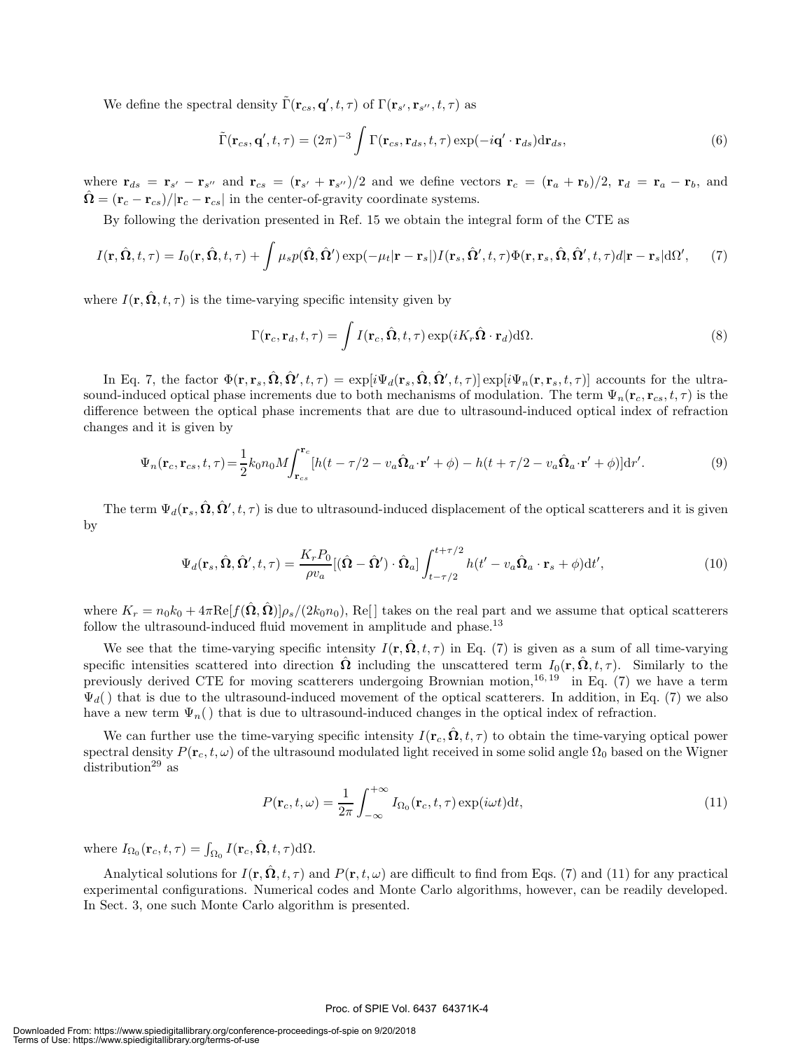We define the spectral density $\tilde{\Gamma}(\mathbf{r}_{cs}, \mathbf{q}', t, \tau)$ of $\Gamma(\mathbf{r}_{s'}, \mathbf{r}_{s''}, t, \tau)$ as

$$\tilde{\Gamma}(\mathbf{r}_{cs}, \mathbf{q}', t, \tau) = (2\pi)^{-3} \int \Gamma(\mathbf{r}_{cs}, \mathbf{r}_{ds}, t, \tau) \exp(-i\mathbf{q}' \cdot \mathbf{r}_{ds}) \mathrm{d}\mathbf{r}_{ds}, \tag{6}$$

where $\mathbf{r}_{ds} = \mathbf{r}_{s'} - \mathbf{r}_{s''}$ and $\mathbf{r}_{cs} = (\mathbf{r}_{s'} + \mathbf{r}_{s''})/2$ and we define vectors $\mathbf{r}_c = (\mathbf{r}_a + \mathbf{r}_b)/2$, $\mathbf{r}_d = \mathbf{r}_a - \mathbf{r}_b$, and $\hat{\mathbf{\Omega}} = (\mathbf{r}_c - \mathbf{r}_{cs})/|\mathbf{r}_c - \mathbf{r}_{cs}|$ in the center-of-gravity coordinate systems.

By following the derivation presented in Ref. 15 we obtain the integral form of the CTE as

$$I(\mathbf{r}, \hat{\mathbf{\Omega}}, t, \tau) = I_0(\mathbf{r}, \hat{\mathbf{\Omega}}, t, \tau) + \int \mu_s p(\hat{\mathbf{\Omega}}, \hat{\mathbf{\Omega}}') \exp(-\mu_t |\mathbf{r} - \mathbf{r}_s|) I(\mathbf{r}_s, \hat{\mathbf{\Omega}}', t, \tau) \Phi(\mathbf{r}, \mathbf{r}_s, \hat{\mathbf{\Omega}}, \hat{\mathbf{\Omega}}', t, \tau) d|\mathbf{r} - \mathbf{r}_s| \mathrm{d}\Omega', \tag{7}$$

where $I(\mathbf{r}, \hat{\mathbf{\Omega}}, t, \tau)$ is the time-varying specific intensity given by

$$\Gamma(\mathbf{r}_c, \mathbf{r}_d, t, \tau) = \int I(\mathbf{r}_c, \hat{\mathbf{\Omega}}, t, \tau) \exp(iK_r \hat{\mathbf{\Omega}} \cdot \mathbf{r}_d) \mathrm{d}\Omega. \tag{8}$$

In Eq. 7, the factor $\Phi(\mathbf{r}, \mathbf{r}_s, \hat{\mathbf{\Omega}}, \hat{\mathbf{\Omega}}', t, \tau) = \exp[i\Psi_d(\mathbf{r}_s, \hat{\mathbf{\Omega}}, \hat{\mathbf{\Omega}}', t, \tau)] \exp[i\Psi_n(\mathbf{r}, \mathbf{r}_s, t, \tau)]$ accounts for the ultrasound-induced optical phase increments due to both mechanisms of modulation. The term $\Psi_n(\mathbf{r}_c, \mathbf{r}_{cs}, t, \tau)$ is the difference between the optical phase increments that are due to ultrasound-induced optical index of refraction changes and it is given by

$$\Psi_n(\mathbf{r}_c, \mathbf{r}_{cs}, t, \tau) = \frac{1}{2} k_0 n_0 M \int_{\mathbf{r}_{cs}}^{\mathbf{r}_c} [h(t - \tau/2 - v_a \hat{\mathbf{\Omega}}_a \cdot \mathbf{r}' + \phi) - h(t + \tau/2 - v_a \hat{\mathbf{\Omega}}_a \cdot \mathbf{r}' + \phi)] \mathrm{d}r'. \tag{9}$$

The term $\Psi_d(\mathbf{r}_s, \hat{\mathbf{\Omega}}, \hat{\mathbf{\Omega}}', t, \tau)$ is due to ultrasound-induced displacement of the optical scatterers and it is given by

$$\Psi_d(\mathbf{r}_s, \hat{\mathbf{\Omega}}, \hat{\mathbf{\Omega}}', t, \tau) = \frac{K_r P_0}{\rho v_a} [(\hat{\mathbf{\Omega}} - \hat{\mathbf{\Omega}}') \cdot \hat{\mathbf{\Omega}}_a] \int_{t-\tau/2}^{t+\tau/2} h(t' - v_a \hat{\mathbf{\Omega}}_a \cdot \mathbf{r}_s + \phi) \mathrm{d}t', \tag{10}$$

where $K_r = n_0 k_0 + 4\pi \mathrm{Re}[f(\hat{\mathbf{\Omega}}, \hat{\mathbf{\Omega}})] \rho_s / (2k_0 n_0)$, Re[ ] takes on the real part and we assume that optical scatterers follow the ultrasound-induced fluid movement in amplitude and phase.[13]

We see that the time-varying specific intensity $I(\mathbf{r}, \hat{\mathbf{\Omega}}, t, \tau)$ in Eq. (7) is given as a sum of all time-varying specific intensities scattered into direction $\hat{\mathbf{\Omega}}$ including the unscattered term $I_0(\mathbf{r}, \hat{\mathbf{\Omega}}, t, \tau)$. Similarly to the previously derived CTE for moving scatterers undergoing Brownian motion,[16,19] in Eq. (7) we have a term $\Psi_d()$ that is due to the ultrasound-induced movement of the optical scatterers. In addition, in Eq. (7) we also have a new term $\Psi_n()$ that is due to ultrasound-induced changes in the optical index of refraction.

We can further use the time-varying specific intensity $I(\mathbf{r}_c, \hat{\mathbf{\Omega}}, t, \tau)$ to obtain the time-varying optical power spectral density $P(\mathbf{r}_c, t, \omega)$ of the ultrasound modulated light received in some solid angle $\Omega_0$ based on the Wigner distribution[29] as

$$P(\mathbf{r}_c, t, \omega) = \frac{1}{2\pi} \int_{-\infty}^{+\infty} I_{\Omega_0}(\mathbf{r}_c, t, \tau) \exp(i\omega t) \mathrm{d}t, \tag{11}$$

where $I_{\Omega_0}(\mathbf{r}_c, t, \tau) = \int_{\Omega_0} I(\mathbf{r}_c, \hat{\mathbf{\Omega}}, t, \tau) \mathrm{d}\Omega$.

Analytical solutions for $I(\mathbf{r}, \hat{\mathbf{\Omega}}, t, \tau)$ and $P(\mathbf{r}, t, \omega)$ are difficult to find from Eqs. (7) and (11) for any practical experimental configurations. Numerical codes and Monte Carlo algorithms, however, can be readily developed. In Sect. 3, one such Monte Carlo algorithm is presented.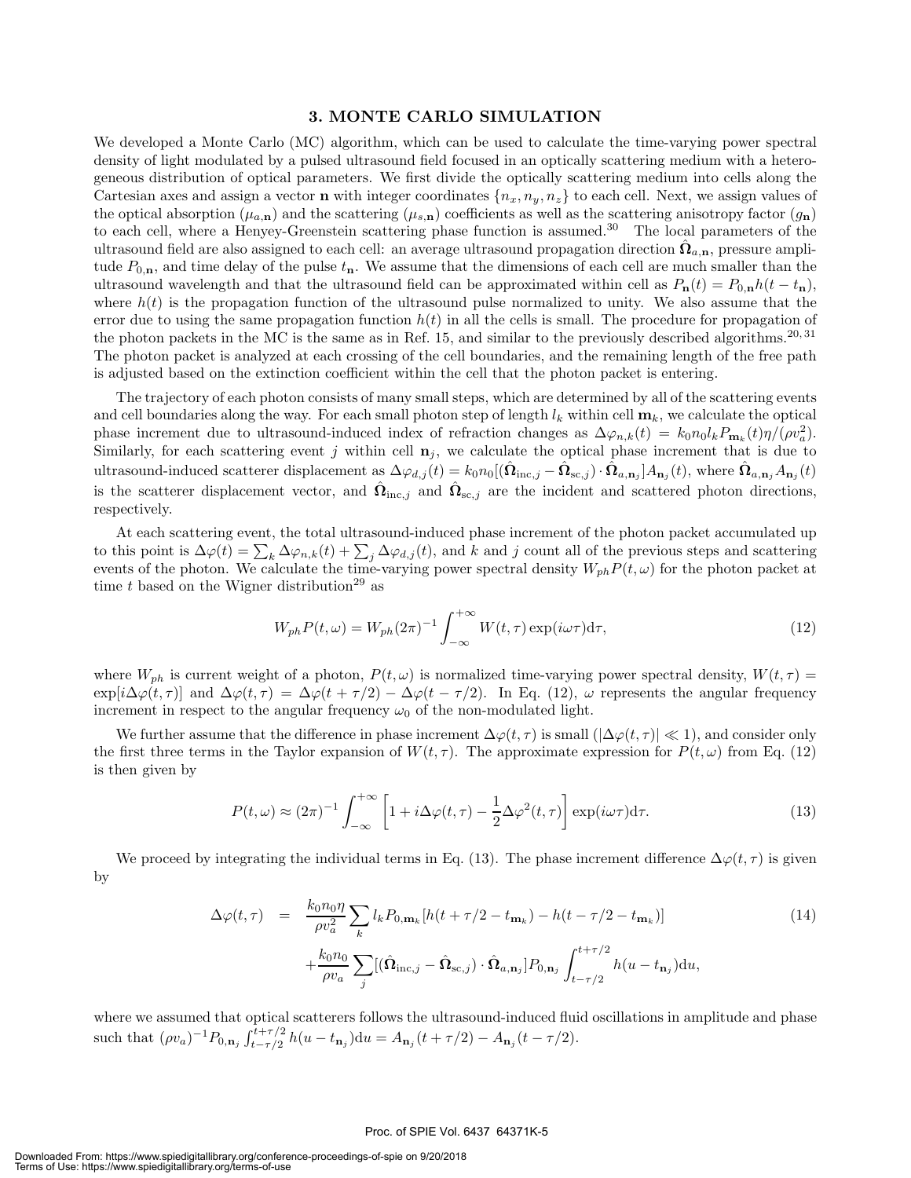## 3. MONTE CARLO SIMULATION

We developed a Monte Carlo (MC) algorithm, which can be used to calculate the time-varying power spectral density of light modulated by a pulsed ultrasound field focused in an optically scattering medium with a heterogeneous distribution of optical parameters. We first divide the optically scattering medium into cells along the Cartesian axes and assign a vector $\mathbf{n}$ with integer coordinates $\{n_x, n_y, n_z\}$ to each cell. Next, we assign values of the optical absorption ($\mu_{a,\mathbf{n}}$) and the scattering ($\mu_{s,\mathbf{n}}$) coefficients as well as the scattering anisotropy factor ($g_{\mathbf{n}}$) to each cell, where a Henyey-Greenstein scattering phase function is assumed.[30] The local parameters of the ultrasound field are also assigned to each cell: an average ultrasound propagation direction $\hat{\mathbf{\Omega}}_{a,\mathbf{n}}$, pressure amplitude $P_{0,\mathbf{n}}$, and time delay of the pulse $t_{\mathbf{n}}$. We assume that the dimensions of each cell are much smaller than the ultrasound wavelength and that the ultrasound field can be approximated within cell as $P_{\mathbf{n}}(t) = P_{0,\mathbf{n}}h(t - t_{\mathbf{n}})$, where $h(t)$ is the propagation function of the ultrasound pulse normalized to unity. We also assume that the error due to using the same propagation function $h(t)$ in all the cells is small. The procedure for propagation of the photon packets in the MC is the same as in Ref. 15, and similar to the previously described algorithms.[20,31] The photon packet is analyzed at each crossing of the cell boundaries, and the remaining length of the free path is adjusted based on the extinction coefficient within the cell that the photon packet is entering.

The trajectory of each photon consists of many small steps, which are determined by all of the scattering events and cell boundaries along the way. For each small photon step of length $l_k$ within cell $\mathbf{m}_k$, we calculate the optical phase increment due to ultrasound-induced index of refraction changes as $\Delta\varphi_{n,k}(t) = k_0 n_0 l_k P_{\mathbf{m}_k}(t)\eta/(\rho v_a^2)$. Similarly, for each scattering event $j$ within cell $\mathbf{n}_j$, we calculate the optical phase increment that is due to ultrasound-induced scatterer displacement as $\Delta\varphi_{d,j}(t) = k_0 n_0[(\hat{\mathbf{\Omega}}_{\mathrm{inc},j} - \hat{\mathbf{\Omega}}_{\mathrm{sc},j}) \cdot \hat{\mathbf{\Omega}}_{a,\mathbf{n}_j}]A_{\mathbf{n}_j}(t)$, where $\hat{\mathbf{\Omega}}_{a,\mathbf{n}_j}A_{\mathbf{n}_j}(t)$ is the scatterer displacement vector, and $\hat{\mathbf{\Omega}}_{\mathrm{inc},j}$ and $\hat{\mathbf{\Omega}}_{\mathrm{sc},j}$ are the incident and scattered photon directions, respectively.

At each scattering event, the total ultrasound-induced phase increment of the photon packet accumulated up to this point is $\Delta\varphi(t) = \sum_k \Delta\varphi_{n,k}(t) + \sum_j \Delta\varphi_{d,j}(t)$, and $k$ and $j$ count all of the previous steps and scattering events of the photon. We calculate the time-varying power spectral density $W_{ph}P(t,\omega)$ for the photon packet at time $t$ based on the Wigner distribution[29] as

$$W_{ph}P(t,\omega) = W_{ph}(2\pi)^{-1}\int_{-\infty}^{+\infty} W(t,\tau)\exp(i\omega\tau)\mathrm{d}\tau, \tag{12}$$

where $W_{ph}$ is current weight of a photon, $P(t,\omega)$ is normalized time-varying power spectral density, $W(t,\tau) = \exp[i\Delta\varphi(t,\tau)]$ and $\Delta\varphi(t,\tau) = \Delta\varphi(t+\tau/2) - \Delta\varphi(t-\tau/2)$. In Eq. (12), $\omega$ represents the angular frequency increment in respect to the angular frequency $\omega_0$ of the non-modulated light.

We further assume that the difference in phase increment $\Delta\varphi(t,\tau)$ is small ($|\Delta\varphi(t,\tau)| \ll 1$), and consider only the first three terms in the Taylor expansion of $W(t,\tau)$. The approximate expression for $P(t,\omega)$ from Eq. (12) is then given by

$$P(t,\omega) \approx (2\pi)^{-1}\int_{-\infty}^{+\infty}\left[1 + i\Delta\varphi(t,\tau) - \frac{1}{2}\Delta\varphi^2(t,\tau)\right]\exp(i\omega\tau)\mathrm{d}\tau. \tag{13}$$

We proceed by integrating the individual terms in Eq. (13). The phase increment difference $\Delta\varphi(t,\tau)$ is given by

$$\begin{aligned}\Delta\varphi(t,\tau) \;=\; & \frac{k_0 n_0 \eta}{\rho v_a^2}\sum_k l_k P_{0,\mathbf{m}_k}[h(t+\tau/2-t_{\mathbf{m}_k}) - h(t-\tau/2-t_{\mathbf{m}_k})] \\ & + \frac{k_0 n_0}{\rho v_a}\sum_j [(\hat{\mathbf{\Omega}}_{\mathrm{inc},j} - \hat{\mathbf{\Omega}}_{\mathrm{sc},j})\cdot\hat{\mathbf{\Omega}}_{a,\mathbf{n}_j}]P_{0,\mathbf{n}_j}\int_{t-\tau/2}^{t+\tau/2} h(u-t_{\mathbf{n}_j})\mathrm{d}u,\end{aligned} \tag{14}$$

where we assumed that optical scatterers follows the ultrasound-induced fluid oscillations in amplitude and phase such that $(\rho v_a)^{-1}P_{0,\mathbf{n}_j}\int_{t-\tau/2}^{t+\tau/2} h(u-t_{\mathbf{n}_j})\mathrm{d}u = A_{\mathbf{n}_j}(t+\tau/2) - A_{\mathbf{n}_j}(t-\tau/2)$.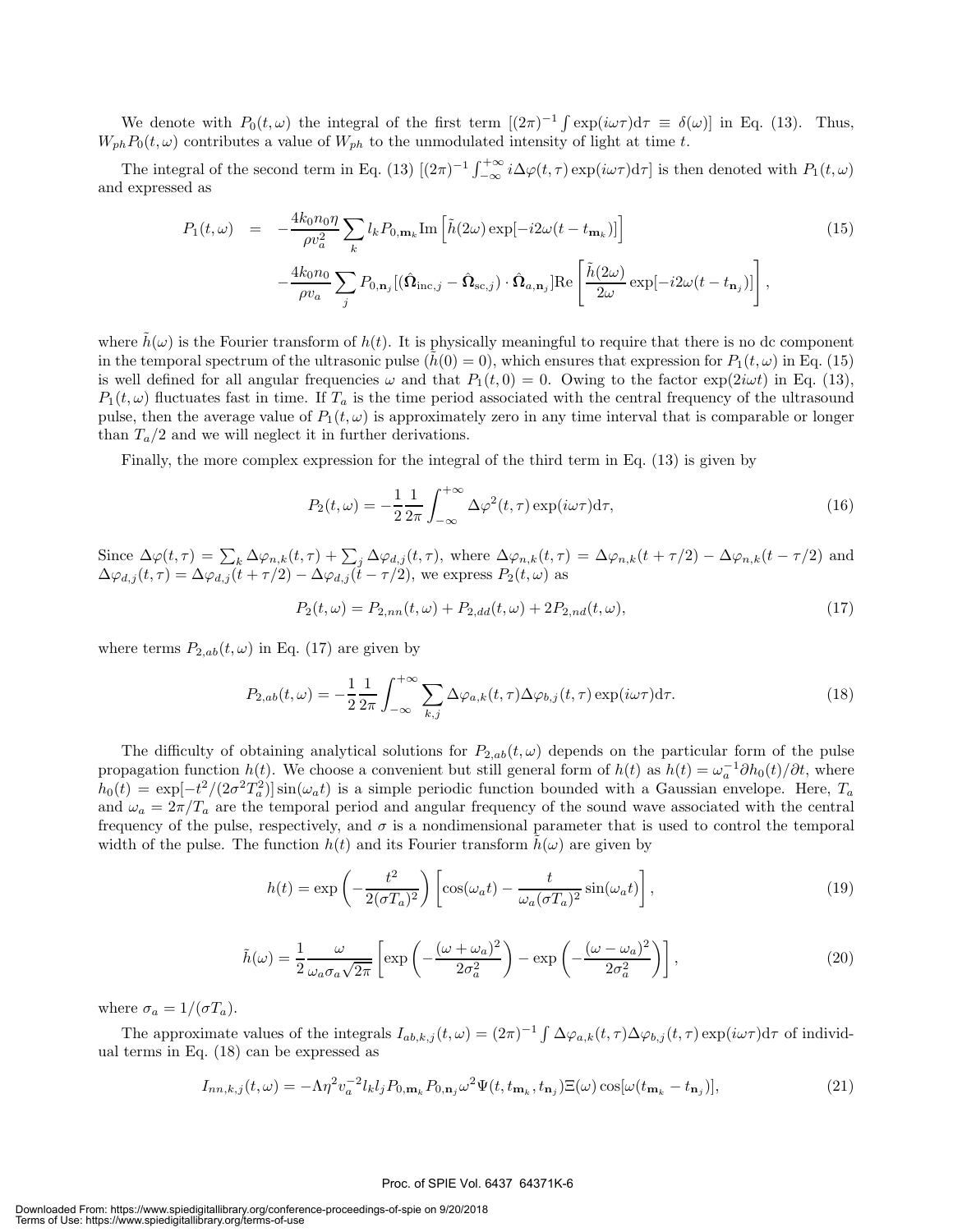We denote with $P_0(t, \omega)$ the integral of the first term $[(2\pi)^{-1} \int \exp(i\omega\tau)\mathrm{d}\tau \equiv \delta(\omega)]$ in Eq. (13). Thus, $W_{ph}P_0(t, \omega)$ contributes a value of $W_{ph}$ to the unmodulated intensity of light at time $t$.

The integral of the second term in Eq. (13) $[(2\pi)^{-1} \int_{-\infty}^{+\infty} i\Delta\varphi(t, \tau) \exp(i\omega\tau)\mathrm{d}\tau]$ is then denoted with $P_1(t, \omega)$ and expressed as

$$
\begin{aligned}
P_1(t, \omega) &= -\frac{4k_0 n_0 \eta}{\rho v_a^2} \sum_k l_k P_{0,\mathbf{m}_k} \mathrm{Im}\left[\tilde{h}(2\omega) \exp[-i2\omega(t - t_{\mathbf{m}_k})]\right] \\
&\quad - \frac{4k_0 n_0}{\rho v_a} \sum_j P_{0,\mathbf{n}_j} [(\hat{\mathbf{\Omega}}_{\mathrm{inc},j} - \hat{\mathbf{\Omega}}_{\mathrm{sc},j}) \cdot \hat{\mathbf{\Omega}}_{a,\mathbf{n}_j}] \mathrm{Re}\left[\frac{\tilde{h}(2\omega)}{2\omega} \exp[-i2\omega(t - t_{\mathbf{n}_j})]\right],
\end{aligned}
\tag{15}
$$

where $\tilde{h}(\omega)$ is the Fourier transform of $h(t)$. It is physically meaningful to require that there is no dc component in the temporal spectrum of the ultrasonic pulse ($\tilde{h}(0) = 0$), which ensures that expression for $P_1(t, \omega)$ in Eq. (15) is well defined for all angular frequencies $\omega$ and that $P_1(t, 0) = 0$. Owing to the factor $\exp(2i\omega t)$ in Eq. (13), $P_1(t, \omega)$ fluctuates fast in time. If $T_a$ is the time period associated with the central frequency of the ultrasound pulse, then the average value of $P_1(t, \omega)$ is approximately zero in any time interval that is comparable or longer than $T_a/2$ and we will neglect it in further derivations.

Finally, the more complex expression for the integral of the third term in Eq. (13) is given by

$$
P_2(t, \omega) = -\frac{1}{2}\frac{1}{2\pi} \int_{-\infty}^{+\infty} \Delta\varphi^2(t, \tau) \exp(i\omega\tau)\mathrm{d}\tau,
\tag{16}
$$

Since $\Delta\varphi(t, \tau) = \sum_k \Delta\varphi_{n,k}(t, \tau) + \sum_j \Delta\varphi_{d,j}(t, \tau)$, where $\Delta\varphi_{n,k}(t, \tau) = \Delta\varphi_{n,k}(t + \tau/2) - \Delta\varphi_{n,k}(t - \tau/2)$ and $\Delta\varphi_{d,j}(t, \tau) = \Delta\varphi_{d,j}(t + \tau/2) - \Delta\varphi_{d,j}(t - \tau/2)$, we express $P_2(t, \omega)$ as

$$
P_2(t, \omega) = P_{2,nn}(t, \omega) + P_{2,dd}(t, \omega) + 2P_{2,nd}(t, \omega),
\tag{17}
$$

where terms $P_{2,ab}(t, \omega)$ in Eq. (17) are given by

$$
P_{2,ab}(t, \omega) = -\frac{1}{2}\frac{1}{2\pi} \int_{-\infty}^{+\infty} \sum_{k,j} \Delta\varphi_{a,k}(t, \tau)\Delta\varphi_{b,j}(t, \tau) \exp(i\omega\tau)\mathrm{d}\tau.
\tag{18}
$$

The difficulty of obtaining analytical solutions for $P_{2,ab}(t, \omega)$ depends on the particular form of the pulse propagation function $h(t)$. We choose a convenient but still general form of $h(t)$ as $h(t) = \omega_a^{-1}\partial h_0(t)/\partial t$, where $h_0(t) = \exp[-t^2/(2\sigma^2 T_a^2)] \sin(\omega_a t)$ is a simple periodic function bounded with a Gaussian envelope. Here, $T_a$ and $\omega_a = 2\pi/T_a$ are the temporal period and angular frequency of the sound wave associated with the central frequency of the pulse, respectively, and $\sigma$ is a nondimensional parameter that is used to control the temporal width of the pulse. The function $h(t)$ and its Fourier transform $\tilde{h}(\omega)$ are given by

$$
h(t) = \exp\left(-\frac{t^2}{2(\sigma T_a)^2}\right) \left[\cos(\omega_a t) - \frac{t}{\omega_a(\sigma T_a)^2} \sin(\omega_a t)\right],
\tag{19}
$$

$$
\tilde{h}(\omega) = \frac{1}{2} \frac{\omega}{\omega_a \sigma_a \sqrt{2\pi}} \left[\exp\left(-\frac{(\omega + \omega_a)^2}{2\sigma_a^2}\right) - \exp\left(-\frac{(\omega - \omega_a)^2}{2\sigma_a^2}\right)\right],
\tag{20}
$$

where $\sigma_a = 1/(\sigma T_a)$.

The approximate values of the integrals $I_{ab,k,j}(t, \omega) = (2\pi)^{-1} \int \Delta\varphi_{a,k}(t, \tau)\Delta\varphi_{b,j}(t, \tau) \exp(i\omega\tau)\mathrm{d}\tau$ of individual terms in Eq. (18) can be expressed as

$$
I_{nn,k,j}(t, \omega) = -\Lambda\eta^2 v_a^{-2} l_k l_j P_{0,\mathbf{m}_k} P_{0,\mathbf{n}_j} \omega^2 \Psi(t, t_{\mathbf{m}_k}, t_{\mathbf{n}_j}) \Xi(\omega) \cos[\omega(t_{\mathbf{m}_k} - t_{\mathbf{n}_j})],
\tag{21}
$$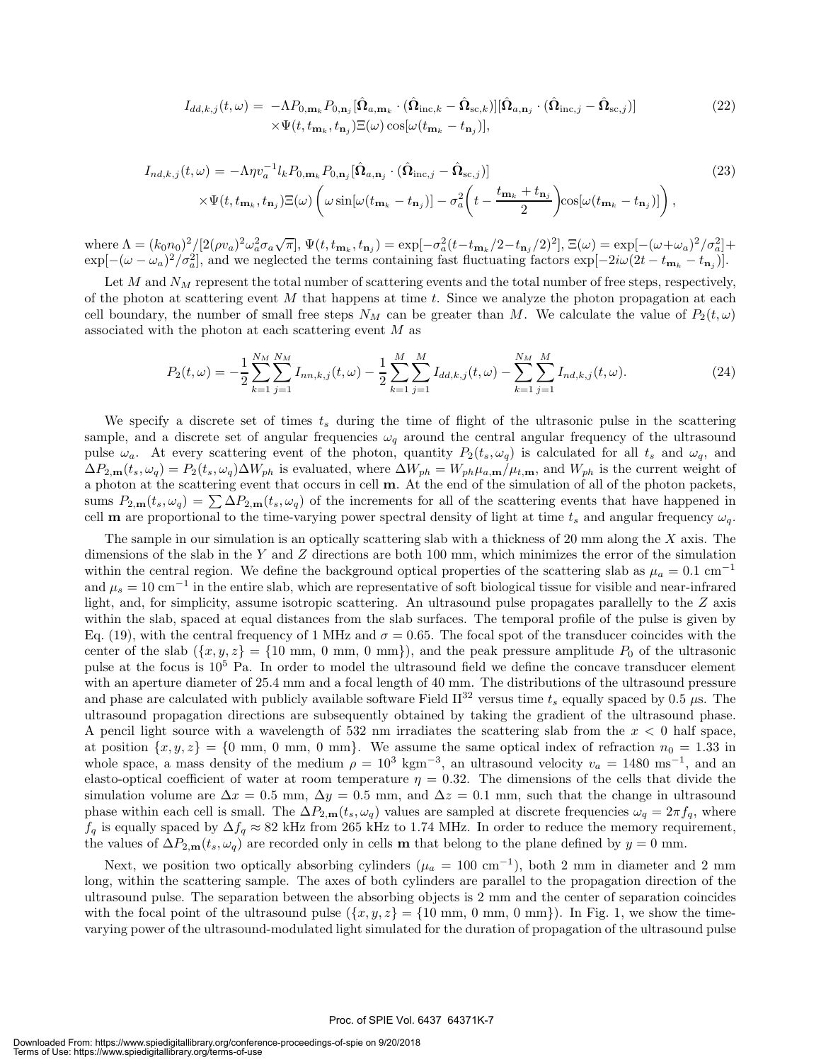$$I_{dd,k,j}(t,\omega) = -\Lambda P_{0,\mathbf{m}_k} P_{0,\mathbf{n}_j} [\hat{\boldsymbol{\Omega}}_{a,\mathbf{m}_k} \cdot (\hat{\boldsymbol{\Omega}}_{\mathrm{inc},k} - \hat{\boldsymbol{\Omega}}_{\mathrm{sc},k})][\hat{\boldsymbol{\Omega}}_{a,\mathbf{n}_j} \cdot (\hat{\boldsymbol{\Omega}}_{\mathrm{inc},j} - \hat{\boldsymbol{\Omega}}_{\mathrm{sc},j})] \times \Psi(t, t_{\mathbf{m}_k}, t_{\mathbf{n}_j}) \Xi(\omega) \cos[\omega(t_{\mathbf{m}_k} - t_{\mathbf{n}_j})], \tag{22}$$

$$I_{nd,k,j}(t,\omega) = -\Lambda \eta v_a^{-1} l_k P_{0,\mathbf{m}_k} P_{0,\mathbf{n}_j} [\hat{\boldsymbol{\Omega}}_{a,\mathbf{n}_j} \cdot (\hat{\boldsymbol{\Omega}}_{\mathrm{inc},j} - \hat{\boldsymbol{\Omega}}_{\mathrm{sc},j})] \times \Psi(t, t_{\mathbf{m}_k}, t_{\mathbf{n}_j}) \Xi(\omega) \left( \omega \sin[\omega(t_{\mathbf{m}_k} - t_{\mathbf{n}_j})] - \sigma_a^2 \left( t - \frac{t_{\mathbf{m}_k} + t_{\mathbf{n}_j}}{2} \right) \cos[\omega(t_{\mathbf{m}_k} - t_{\mathbf{n}_j})] \right), \tag{23}$$

where $\Lambda = (k_0 n_0)^2 / [2(\rho v_a)^2 \omega_a^2 \sigma_a \sqrt{\pi}]$, $\Psi(t, t_{\mathbf{m}_k}, t_{\mathbf{n}_j}) = \exp[-\sigma_a^2 (t - t_{\mathbf{m}_k}/2 - t_{\mathbf{n}_j}/2)^2]$, $\Xi(\omega) = \exp[-(\omega + \omega_a)^2/\sigma_a^2] + \exp[-(\omega - \omega_a)^2/\sigma_a^2]$, and we neglected the terms containing fast fluctuating factors $\exp[-2i\omega(2t - t_{\mathbf{m}_k} - t_{\mathbf{n}_j})]$.

Let $M$ and $N_M$ represent the total number of scattering events and the total number of free steps, respectively, of the photon at scattering event $M$ that happens at time $t$. Since we analyze the photon propagation at each cell boundary, the number of small free steps $N_M$ can be greater than $M$. We calculate the value of $P_2(t,\omega)$ associated with the photon at each scattering event $M$ as

$$P_2(t,\omega) = -\frac{1}{2} \sum_{k=1}^{N_M} \sum_{j=1}^{N_M} I_{nn,k,j}(t,\omega) - \frac{1}{2} \sum_{k=1}^{M} \sum_{j=1}^{M} I_{dd,k,j}(t,\omega) - \sum_{k=1}^{N_M} \sum_{j=1}^{M} I_{nd,k,j}(t,\omega). \tag{24}$$

We specify a discrete set of times $t_s$ during the time of flight of the ultrasonic pulse in the scattering sample, and a discrete set of angular frequencies $\omega_q$ around the central angular frequency of the ultrasound pulse $\omega_a$. At every scattering event of the photon, quantity $P_2(t_s, \omega_q)$ is calculated for all $t_s$ and $\omega_q$, and $\Delta P_{2,\mathbf{m}}(t_s, \omega_q) = P_2(t_s, \omega_q) \Delta W_{ph}$ is evaluated, where $\Delta W_{ph} = W_{ph} \mu_{a,\mathbf{m}} / \mu_{t,\mathbf{m}}$, and $W_{ph}$ is the current weight of a photon at the scattering event that occurs in cell $\mathbf{m}$. At the end of the simulation of all of the photon packets, sums $P_{2,\mathbf{m}}(t_s, \omega_q) = \sum \Delta P_{2,\mathbf{m}}(t_s, \omega_q)$ of the increments for all of the scattering events that have happened in cell $\mathbf{m}$ are proportional to the time-varying power spectral density of light at time $t_s$ and angular frequency $\omega_q$.

The sample in our simulation is an optically scattering slab with a thickness of 20 mm along the $X$ axis. The dimensions of the slab in the $Y$ and $Z$ directions are both 100 mm, which minimizes the error of the simulation within the central region. We define the background optical properties of the scattering slab as $\mu_a = 0.1$ cm$^{-1}$ and $\mu_s = 10$ cm$^{-1}$ in the entire slab, which are representative of soft biological tissue for visible and near-infrared light, and, for simplicity, assume isotropic scattering. An ultrasound pulse propagates parallelly to the $Z$ axis within the slab, spaced at equal distances from the slab surfaces. The temporal profile of the pulse is given by Eq. (19), with the central frequency of 1 MHz and $\sigma = 0.65$. The focal spot of the transducer coincides with the center of the slab ($\{x, y, z\} = \{10$ mm, 0 mm, 0 mm$\}$), and the peak pressure amplitude $P_0$ of the ultrasonic pulse at the focus is $10^5$ Pa. In order to model the ultrasound field we define the concave transducer element with an aperture diameter of 25.4 mm and a focal length of 40 mm. The distributions of the ultrasound pressure and phase are calculated with publicly available software Field II[32] versus time $t_s$ equally spaced by 0.5 $\mu$s. The ultrasound propagation directions are subsequently obtained by taking the gradient of the ultrasound phase. A pencil light source with a wavelength of 532 nm irradiates the scattering slab from the $x < 0$ half space, at position $\{x, y, z\} = \{0$ mm, 0 mm, 0 mm$\}$. We assume the same optical index of refraction $n_0 = 1.33$ in whole space, a mass density of the medium $\rho = 10^3$ kgm$^{-3}$, an ultrasound velocity $v_a = 1480$ ms$^{-1}$, and an elasto-optical coefficient of water at room temperature $\eta = 0.32$. The dimensions of the cells that divide the simulation volume are $\Delta x = 0.5$ mm, $\Delta y = 0.5$ mm, and $\Delta z = 0.1$ mm, such that the change in ultrasound phase within each cell is small. The $\Delta P_{2,\mathbf{m}}(t_s, \omega_q)$ values are sampled at discrete frequencies $\omega_q = 2\pi f_q$, where $f_q$ is equally spaced by $\Delta f_q \approx 82$ kHz from 265 kHz to 1.74 MHz. In order to reduce the memory requirement, the values of $\Delta P_{2,\mathbf{m}}(t_s, \omega_q)$ are recorded only in cells $\mathbf{m}$ that belong to the plane defined by $y = 0$ mm.

Next, we position two optically absorbing cylinders ($\mu_a = 100$ cm$^{-1}$), both 2 mm in diameter and 2 mm long, within the scattering sample. The axes of both cylinders are parallel to the propagation direction of the ultrasound pulse. The separation between the absorbing objects is 2 mm and the center of separation coincides with the focal point of the ultrasound pulse ($\{x, y, z\} = \{10$ mm, 0 mm, 0 mm$\}$). In Fig. 1, we show the time-varying power of the ultrasound-modulated light simulated for the duration of propagation of the ultrasound pulse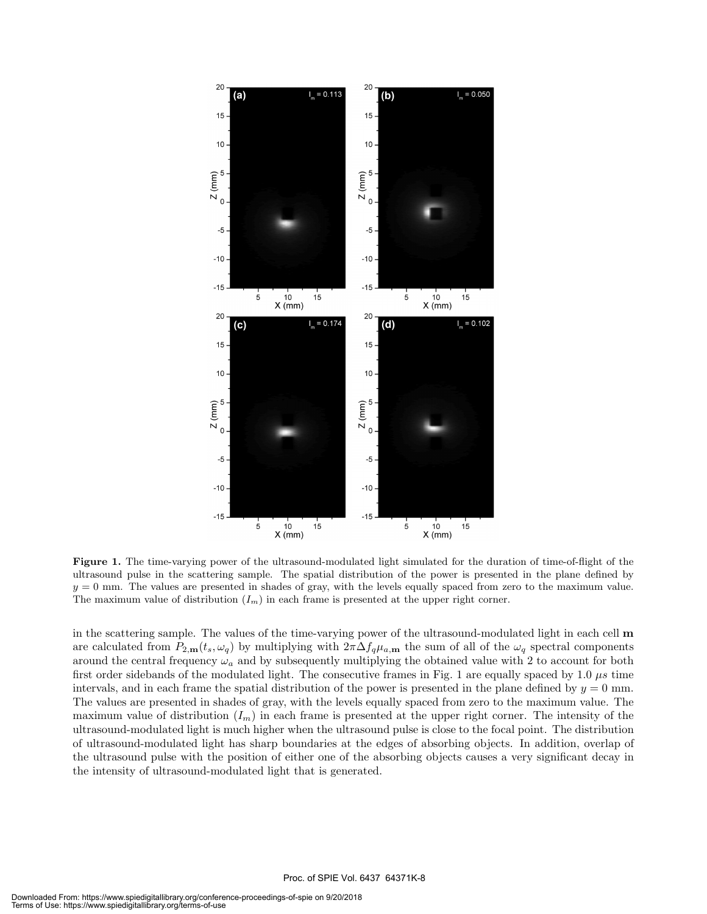**Figure 1.** The time-varying power of the ultrasound-modulated light simulated for the duration of time-of-flight of the ultrasound pulse in the scattering sample. The spatial distribution of the power is presented in the plane defined by $y = 0$ mm. The values are presented in shades of gray, with the levels equally spaced from zero to the maximum value. The maximum value of distribution ($I_m$) in each frame is presented at the upper right corner.

in the scattering sample. The values of the time-varying power of the ultrasound-modulated light in each cell $\mathbf{m}$ are calculated from $P_{2,\mathbf{m}}(t_s, \omega_q)$ by multiplying with $2\pi\Delta f_q \mu_{a,\mathbf{m}}$ the sum of all of the $\omega_q$ spectral components around the central frequency $\omega_a$ and by subsequently multiplying the obtained value with 2 to account for both first order sidebands of the modulated light. The consecutive frames in Fig. 1 are equally spaced by 1.0 $\mu s$ time intervals, and in each frame the spatial distribution of the power is presented in the plane defined by $y = 0$ mm. The values are presented in shades of gray, with the levels equally spaced from zero to the maximum value. The maximum value of distribution ($I_m$) in each frame is presented at the upper right corner. The intensity of the ultrasound-modulated light is much higher when the ultrasound pulse is close to the focal point. The distribution of ultrasound-modulated light has sharp boundaries at the edges of absorbing objects. In addition, overlap of the ultrasound pulse with the position of either one of the absorbing objects causes a very significant decay in the intensity of ultrasound-modulated light that is generated.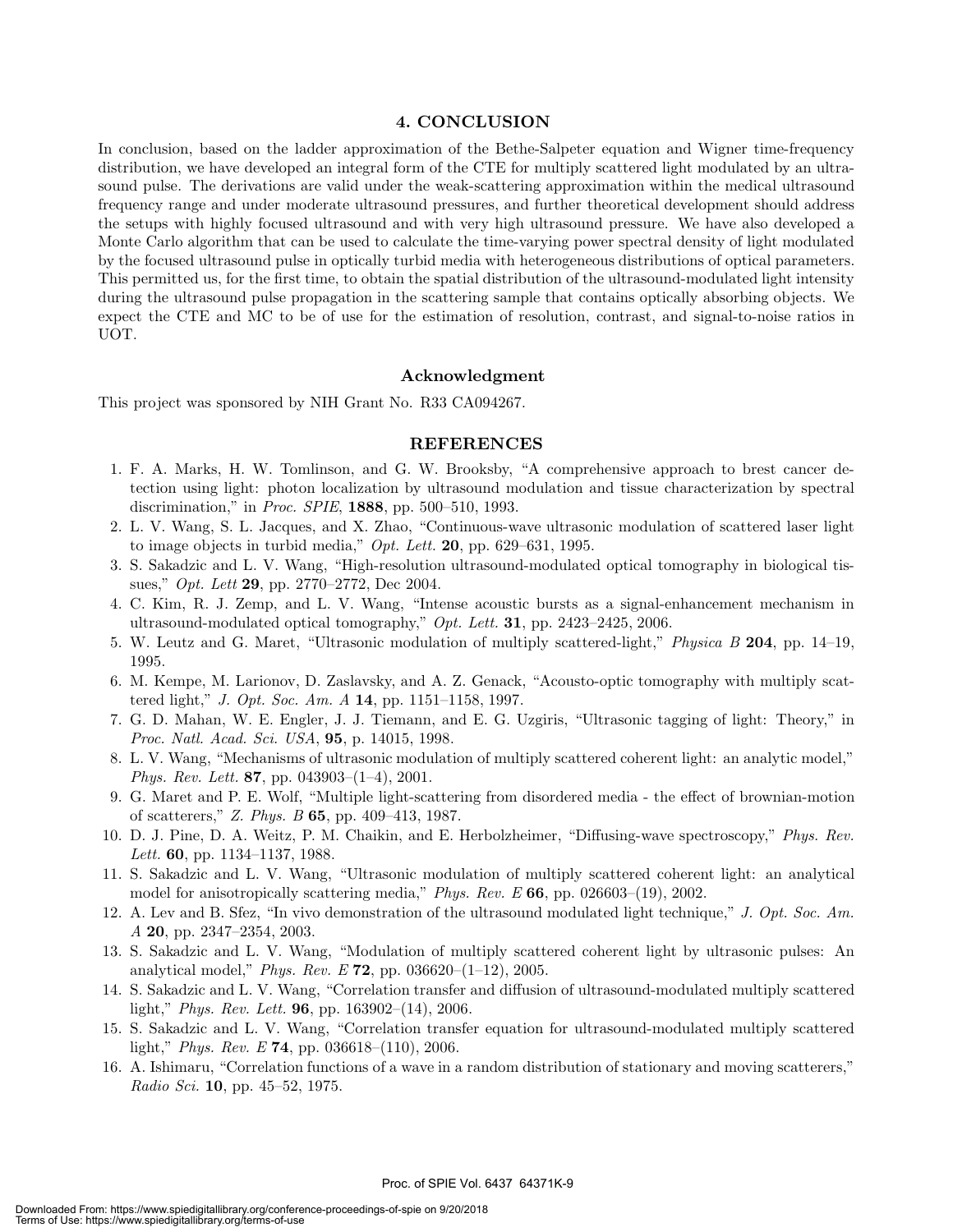## 4. CONCLUSION

In conclusion, based on the ladder approximation of the Bethe-Salpeter equation and Wigner time-frequency distribution, we have developed an integral form of the CTE for multiply scattered light modulated by an ultrasound pulse. The derivations are valid under the weak-scattering approximation within the medical ultrasound frequency range and under moderate ultrasound pressures, and further theoretical development should address the setups with highly focused ultrasound and with very high ultrasound pressure. We have also developed a Monte Carlo algorithm that can be used to calculate the time-varying power spectral density of light modulated by the focused ultrasound pulse in optically turbid media with heterogeneous distributions of optical parameters. This permitted us, for the first time, to obtain the spatial distribution of the ultrasound-modulated light intensity during the ultrasound pulse propagation in the scattering sample that contains optically absorbing objects. We expect the CTE and MC to be of use for the estimation of resolution, contrast, and signal-to-noise ratios in UOT.

### Acknowledgment

This project was sponsored by NIH Grant No. R33 CA094267.

## REFERENCES

1. F. A. Marks, H. W. Tomlinson, and G. W. Brooksby, "A comprehensive approach to brest cancer detection using light: photon localization by ultrasound modulation and tissue characterization by spectral discrimination," in *Proc. SPIE*, **1888**, pp. 500–510, 1993.
2. L. V. Wang, S. L. Jacques, and X. Zhao, "Continuous-wave ultrasonic modulation of scattered laser light to image objects in turbid media," *Opt. Lett.* **20**, pp. 629–631, 1995.
3. S. Sakadzic and L. V. Wang, "High-resolution ultrasound-modulated optical tomography in biological tissues," *Opt. Lett* **29**, pp. 2770–2772, Dec 2004.
4. C. Kim, R. J. Zemp, and L. V. Wang, "Intense acoustic bursts as a signal-enhancement mechanism in ultrasound-modulated optical tomography," *Opt. Lett.* **31**, pp. 2423–2425, 2006.
5. W. Leutz and G. Maret, "Ultrasonic modulation of multiply scattered-light," *Physica B* **204**, pp. 14–19, 1995.
6. M. Kempe, M. Larionov, D. Zaslavsky, and A. Z. Genack, "Acousto-optic tomography with multiply scattered light," *J. Opt. Soc. Am. A* **14**, pp. 1151–1158, 1997.
7. G. D. Mahan, W. E. Engler, J. J. Tiemann, and E. G. Uzgiris, "Ultrasonic tagging of light: Theory," in *Proc. Natl. Acad. Sci. USA*, **95**, p. 14015, 1998.
8. L. V. Wang, "Mechanisms of ultrasonic modulation of multiply scattered coherent light: an analytic model," *Phys. Rev. Lett.* **87**, pp. 043903–(1–4), 2001.
9. G. Maret and P. E. Wolf, "Multiple light-scattering from disordered media - the effect of brownian-motion of scatterers," *Z. Phys. B* **65**, pp. 409–413, 1987.
10. D. J. Pine, D. A. Weitz, P. M. Chaikin, and E. Herbolzheimer, "Diffusing-wave spectroscopy," *Phys. Rev. Lett.* **60**, pp. 1134–1137, 1988.
11. S. Sakadzic and L. V. Wang, "Ultrasonic modulation of multiply scattered coherent light: an analytical model for anisotropically scattering media," *Phys. Rev. E* **66**, pp. 026603–(19), 2002.
12. A. Lev and B. Sfez, "In vivo demonstration of the ultrasound modulated light technique," *J. Opt. Soc. Am. A* **20**, pp. 2347–2354, 2003.
13. S. Sakadzic and L. V. Wang, "Modulation of multiply scattered coherent light by ultrasonic pulses: An analytical model," *Phys. Rev. E* **72**, pp. 036620–(1–12), 2005.
14. S. Sakadzic and L. V. Wang, "Correlation transfer and diffusion of ultrasound-modulated multiply scattered light," *Phys. Rev. Lett.* **96**, pp. 163902–(14), 2006.
15. S. Sakadzic and L. V. Wang, "Correlation transfer equation for ultrasound-modulated multiply scattered light," *Phys. Rev. E* **74**, pp. 036618–(110), 2006.
16. A. Ishimaru, "Correlation functions of a wave in a random distribution of stationary and moving scatterers," *Radio Sci.* **10**, pp. 45–52, 1975.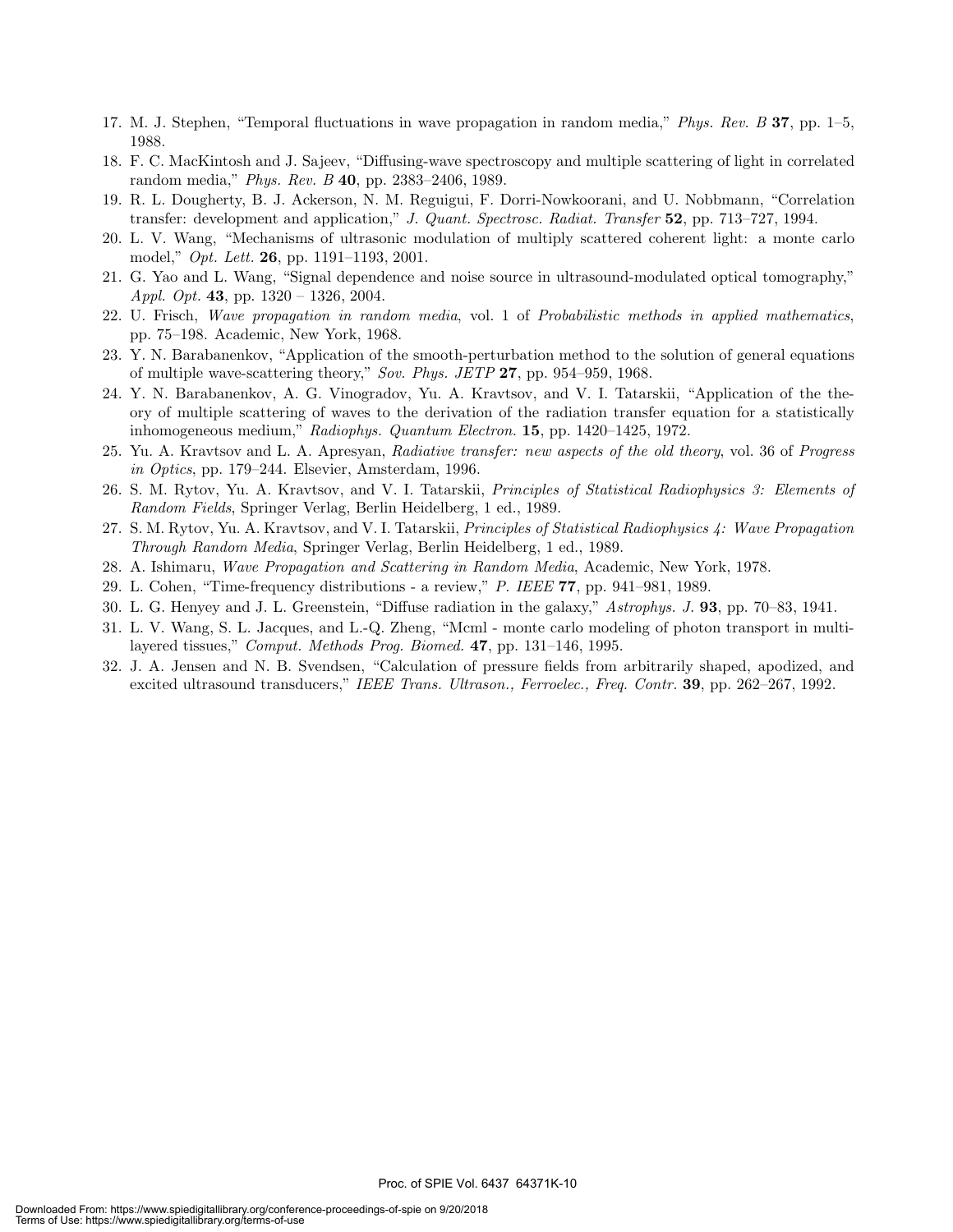17. M. J. Stephen, "Temporal fluctuations in wave propagation in random media," *Phys. Rev. B* **37**, pp. 1–5, 1988.
18. F. C. MacKintosh and J. Sajeev, "Diffusing-wave spectroscopy and multiple scattering of light in correlated random media," *Phys. Rev. B* **40**, pp. 2383–2406, 1989.
19. R. L. Dougherty, B. J. Ackerson, N. M. Reguigui, F. Dorri-Nowkoorani, and U. Nobbmann, "Correlation transfer: development and application," *J. Quant. Spectrosc. Radiat. Transfer* **52**, pp. 713–727, 1994.
20. L. V. Wang, "Mechanisms of ultrasonic modulation of multiply scattered coherent light: a monte carlo model," *Opt. Lett.* **26**, pp. 1191–1193, 2001.
21. G. Yao and L. Wang, "Signal dependence and noise source in ultrasound-modulated optical tomography," *Appl. Opt.* **43**, pp. 1320 – 1326, 2004.
22. U. Frisch, *Wave propagation in random media*, vol. 1 of *Probabilistic methods in applied mathematics*, pp. 75–198. Academic, New York, 1968.
23. Y. N. Barabanenkov, "Application of the smooth-perturbation method to the solution of general equations of multiple wave-scattering theory," *Sov. Phys. JETP* **27**, pp. 954–959, 1968.
24. Y. N. Barabanenkov, A. G. Vinogradov, Yu. A. Kravtsov, and V. I. Tatarskii, "Application of the theory of multiple scattering of waves to the derivation of the radiation transfer equation for a statistically inhomogeneous medium," *Radiophys. Quantum Electron.* **15**, pp. 1420–1425, 1972.
25. Yu. A. Kravtsov and L. A. Apresyan, *Radiative transfer: new aspects of the old theory*, vol. 36 of *Progress in Optics*, pp. 179–244. Elsevier, Amsterdam, 1996.
26. S. M. Rytov, Yu. A. Kravtsov, and V. I. Tatarskii, *Principles of Statistical Radiophysics 3: Elements of Random Fields*, Springer Verlag, Berlin Heidelberg, 1 ed., 1989.
27. S. M. Rytov, Yu. A. Kravtsov, and V. I. Tatarskii, *Principles of Statistical Radiophysics 4: Wave Propagation Through Random Media*, Springer Verlag, Berlin Heidelberg, 1 ed., 1989.
28. A. Ishimaru, *Wave Propagation and Scattering in Random Media*, Academic, New York, 1978.
29. L. Cohen, "Time-frequency distributions - a review," *P. IEEE* **77**, pp. 941–981, 1989.
30. L. G. Henyey and J. L. Greenstein, "Diffuse radiation in the galaxy," *Astrophys. J.* **93**, pp. 70–83, 1941.
31. L. V. Wang, S. L. Jacques, and L.-Q. Zheng, "Mcml - monte carlo modeling of photon transport in multi-layered tissues," *Comput. Methods Prog. Biomed.* **47**, pp. 131–146, 1995.
32. J. A. Jensen and N. B. Svendsen, "Calculation of pressure fields from arbitrarily shaped, apodized, and excited ultrasound transducers," *IEEE Trans. Ultrason., Ferroelec., Freq. Contr.* **39**, pp. 262–267, 1992.